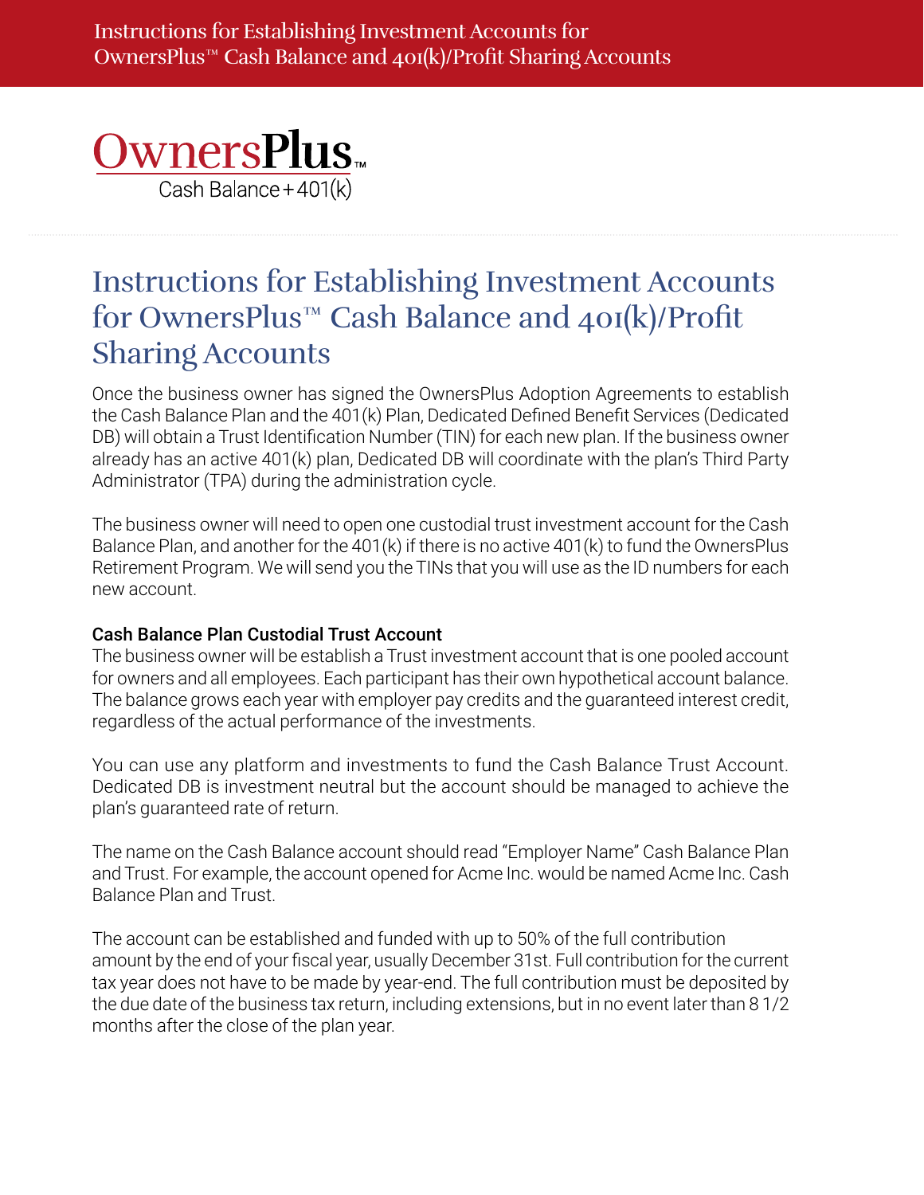# Instructions for Establishing Investment Accounts for OwnersPlus™ Cash Balance and 401(k)/Profit Sharing Accounts

Once the business owner has signed the OwnersPlus Adoption Agreements to establish the Cash Balance Plan and the 401(k) Plan, Dedicated Defined Benefit Services (Dedicated DB) will obtain a Trust Identification Number (TIN) for each new plan. If the business owner already has an active 401(k) plan, Dedicated DB will coordinate with the plan's Third Party Administrator (TPA) during the administration cycle.

The business owner will need to open one custodial trust investment account for the Cash Balance Plan, and another for the 401(k) if there is no active 401(k) to fund the OwnersPlus Retirement Program. We will send you the TINs that you will use as the ID numbers for each new account.

### Cash Balance Plan Custodial Trust Account

The business owner will be establish a Trust investment account that is one pooled account for owners and all employees. Each participant has their own hypothetical account balance. The balance grows each year with employer pay credits and the guaranteed interest credit, regardless of the actual performance of the investments.

You can use any platform and investments to fund the Cash Balance Trust Account. Dedicated DB is investment neutral but the account should be managed to achieve the plan's guaranteed rate of return.

The name on the Cash Balance account should read "Employer Name" Cash Balance Plan and Trust. For example, the account opened for Acme Inc. would be named Acme Inc. Cash Balance Plan and Trust.

The account can be established and funded with up to 50% of the full contribution amount by the end of your fiscal year, usually December 31st. Full contribution for the current tax year does not have to be made by year-end. The full contribution must be deposited by the due date of the business tax return, including extensions, but in no event later than 8 1/2 months after the close of the plan year.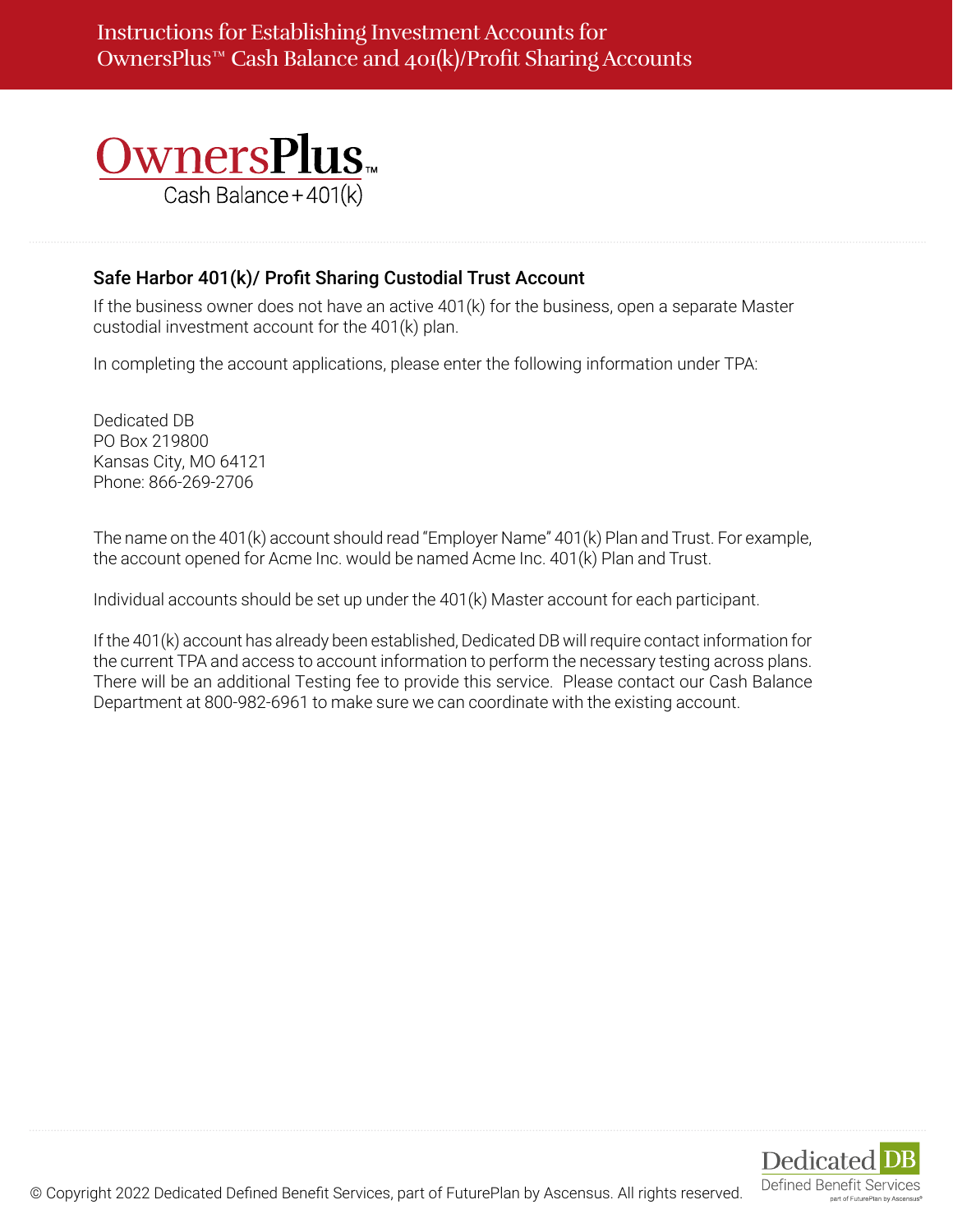Instructions for Establishing Investment Accounts for OwnersPlus™ Cash Balance and 401(k)/Profit Sharing Accounts

OwnersPlus™
Cash Balance + 401(k)

## Safe Harbor 401(k)/ Profit Sharing Custodial Trust Account

If the business owner does not have an active 401(k) for the business, open a separate Master custodial investment account for the 401(k) plan.

In completing the account applications, please enter the following information under TPA:

Dedicated DB
PO Box 219800
Kansas City, MO 64121
Phone: 866-269-2706

The name on the 401(k) account should read "Employer Name" 401(k) Plan and Trust. For example, the account opened for Acme Inc. would be named Acme Inc. 401(k) Plan and Trust.

Individual accounts should be set up under the 401(k) Master account for each participant.

If the 401(k) account has already been established, Dedicated DB will require contact information for the current TPA and access to account information to perform the necessary testing across plans. There will be an additional Testing fee to provide this service. Please contact our Cash Balance Department at 800-982-6961 to make sure we can coordinate with the existing account.

© Copyright 2022 Dedicated Defined Benefit Services, part of FuturePlan by Ascensus. All rights reserved.